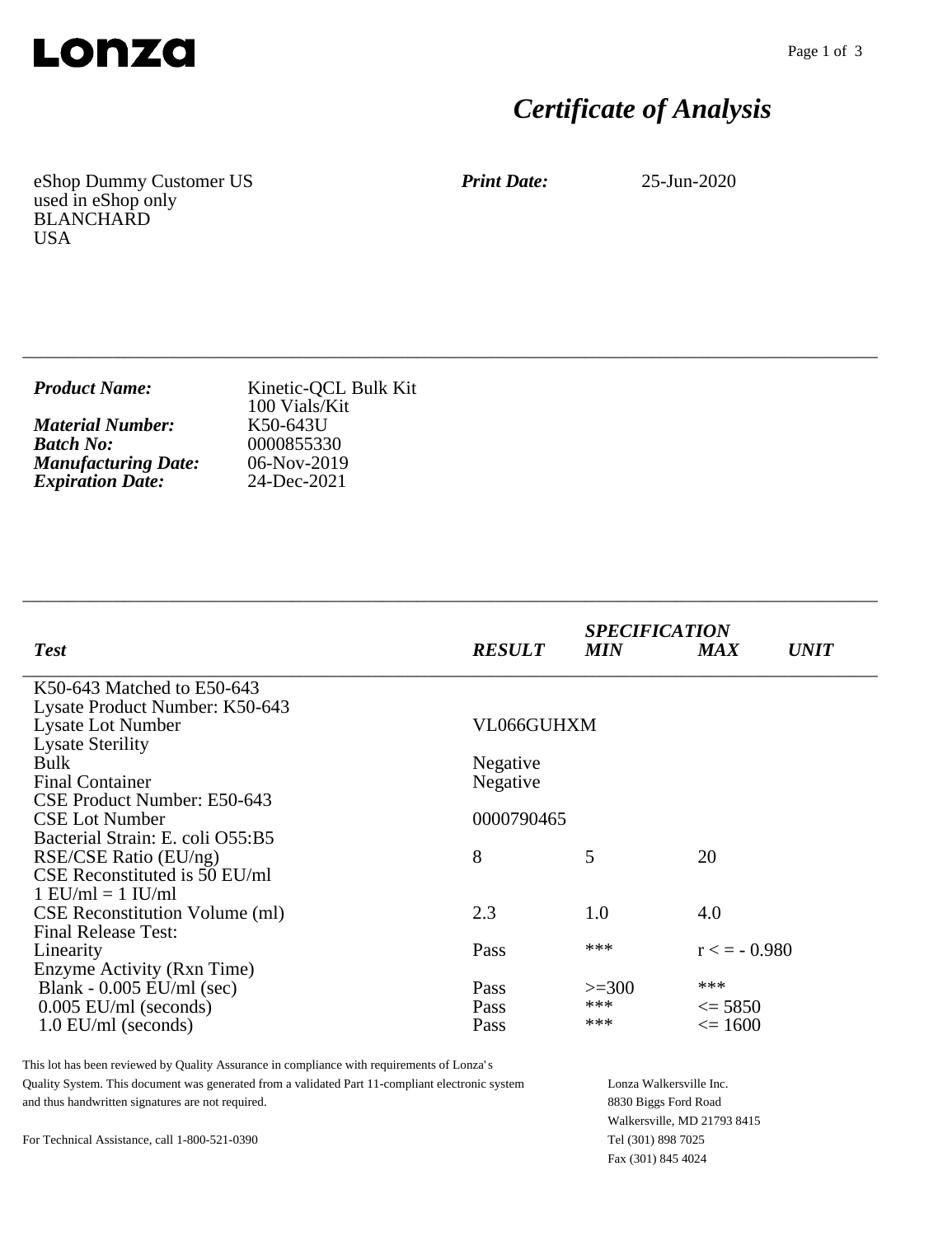Lonza

# Certificate of Analysis

eShop Dummy Customer US
used in eShop only
BLANCHARD
USA

***Print Date:*** 25-Jun-2020

| | |
|---|---|
| ***Product Name:*** | Kinetic-QCL Bulk Kit 100 Vials/Kit |
| ***Material Number:*** | K50-643U |
| ***Batch No:*** | 0000855330 |
| ***Manufacturing Date:*** | 06-Nov-2019 |
| ***Expiration Date:*** | 24-Dec-2021 |

| *Test* | *RESULT* | *SPECIFICATION MIN* | *MAX* | *UNIT* |
|---|---|---|---|---|
| K50-643 Matched to E50-643 | | | | |
| Lysate Product Number: K50-643 | | | | |
| Lysate Lot Number | VL066GUHXM | | | |
| Lysate Sterility | | | | |
| Bulk | Negative | | | |
| Final Container | Negative | | | |
| CSE Product Number: E50-643 | | | | |
| CSE Lot Number | 0000790465 | | | |
| Bacterial Strain: E. coli O55:B5 | | | | |
| RSE/CSE Ratio (EU/ng) | 8 | 5 | 20 | |
| CSE Reconstituted is 50 EU/ml | | | | |
| 1 EU/ml = 1 IU/ml | | | | |
| CSE Reconstitution Volume (ml) | 2.3 | 1.0 | 4.0 | |
| Final Release Test: | | | | |
| Linearity | Pass | *** | r < = - 0.980 | |
| Enzyme Activity (Rxn Time) | | | | |
| Blank - 0.005 EU/ml (sec) | Pass | >=300 | *** | |
| 0.005 EU/ml (seconds) | Pass | *** | <= 5850 | |
| 1.0 EU/ml (seconds) | Pass | *** | <= 1600 | |

This lot has been reviewed by Quality Assurance in compliance with requirements of Lonza's Quality System. This document was generated from a validated Part 11-compliant electronic system and thus handwritten signatures are not required.

For Technical Assistance, call 1-800-521-0390

Lonza Walkersville Inc.
8830 Biggs Ford Road
Walkersville, MD 21793 8415
Tel (301) 898 7025
Fax (301) 845 4024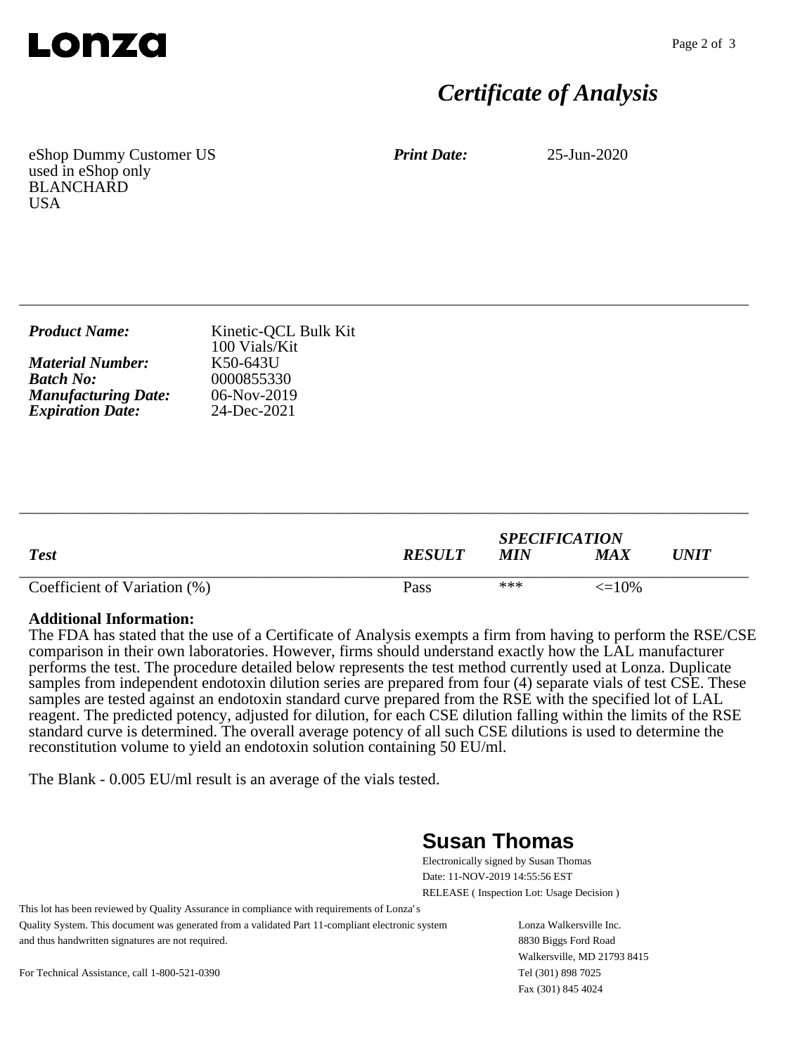# *Certificate of Analysis*

eShop Dummy Customer US
used in eShop only
BLANCHARD
USA

***Print Date:*** 25-Jun-2020

---

***Product Name:*** Kinetic-QCL Bulk Kit
100 Vials/Kit
***Material Number:*** K50-643U
***Batch No:*** 0000855330
***Manufacturing Date:*** 06-Nov-2019
***Expiration Date:*** 24-Dec-2021

---

| *Test* | *RESULT* | *SPECIFICATION* *MIN* | *MAX* | *UNIT* |
|---|---|---|---|---|
| Coefficient of Variation (%) | Pass | *** | <=10% | |

**Additional Information:**
The FDA has stated that the use of a Certificate of Analysis exempts a firm from having to perform the RSE/CSE comparison in their own laboratories. However, firms should understand exactly how the LAL manufacturer performs the test. The procedure detailed below represents the test method currently used at Lonza. Duplicate samples from independent endotoxin dilution series are prepared from four (4) separate vials of test CSE. These samples are tested against an endotoxin standard curve prepared from the RSE with the specified lot of LAL reagent. The predicted potency, adjusted for dilution, for each CSE dilution falling within the limits of the RSE standard curve is determined. The overall average potency of all such CSE dilutions is used to determine the reconstitution volume to yield an endotoxin solution containing 50 EU/ml.

The Blank - 0.005 EU/ml result is an average of the vials tested.

**Susan Thomas**
Electronically signed by Susan Thomas
Date: 11-NOV-2019 14:55:56 EST
RELEASE ( Inspection Lot: Usage Decision )

This lot has been reviewed by Quality Assurance in compliance with requirements of Lonza's Quality System. This document was generated from a validated Part 11-compliant electronic system and thus handwritten signatures are not required.

For Technical Assistance, call 1-800-521-0390

Lonza Walkersville Inc.
8830 Biggs Ford Road
Walkersville, MD 21793 8415
Tel (301) 898 7025
Fax (301) 845 4024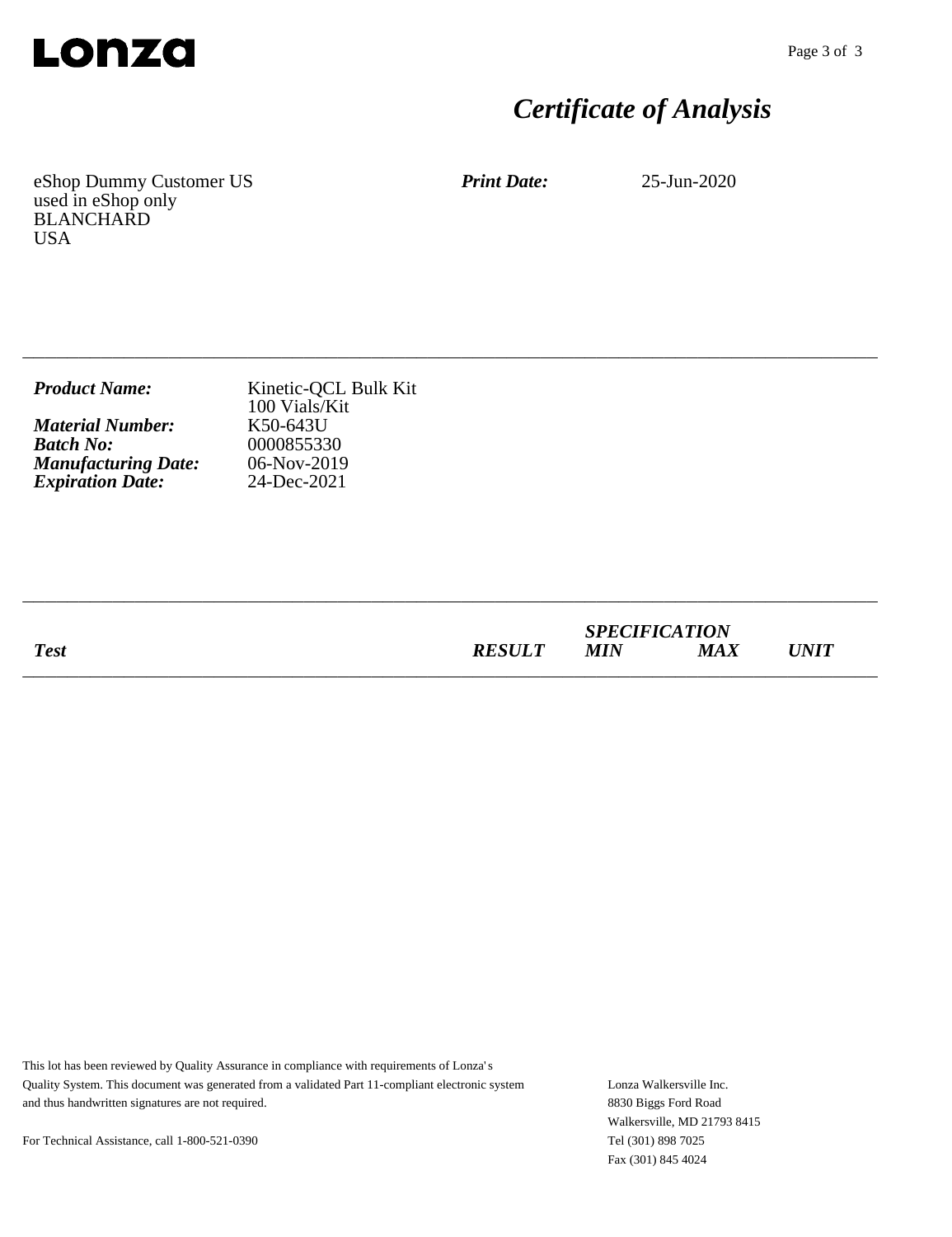Lonza

# Certificate of Analysis

eShop Dummy Customer US
used in eShop only
BLANCHARD
USA

***Print Date:*** 25-Jun-2020

---

***Product Name:*** Kinetic-QCL Bulk Kit
100 Vials/Kit
***Material Number:*** K50-643U
***Batch No:*** 0000855330
***Manufacturing Date:*** 06-Nov-2019
***Expiration Date:*** 24-Dec-2021

---

| | | *SPECIFICATION* | | |
|---|---|---|---|---|
| ***Test*** | ***RESULT*** | ***MIN*** | ***MAX*** | ***UNIT*** |

This lot has been reviewed by Quality Assurance in compliance with requirements of Lonza's Quality System. This document was generated from a validated Part 11-compliant electronic system and thus handwritten signatures are not required.

For Technical Assistance, call 1-800-521-0390

Lonza Walkersville Inc.
8830 Biggs Ford Road
Walkersville, MD 21793 8415
Tel (301) 898 7025
Fax (301) 845 4024